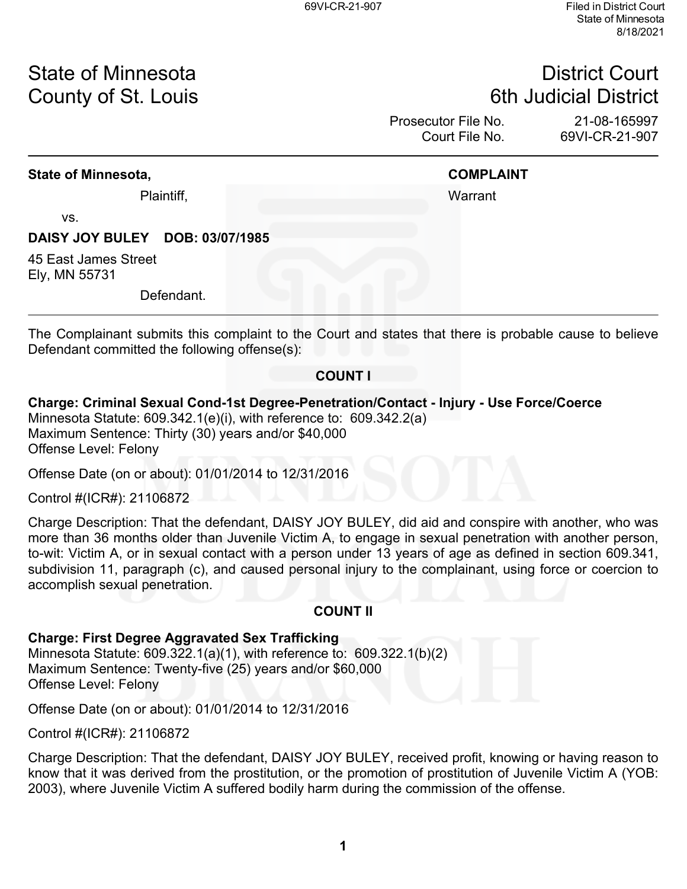Filed in District Court
State of Minnesota
8/18/2021

State of Minnesota
County of St. Louis

District Court
6th Judicial District

Prosecutor File No. 21-08-165997
Court File No. 69VI-CR-21-907

---

**State of Minnesota,**

Plaintiff,

vs.

**DAISY JOY BULEY DOB: 03/07/1985**

45 East James Street
Ely, MN 55731

Defendant.

**COMPLAINT**

Warrant

---

The Complainant submits this complaint to the Court and states that there is probable cause to believe Defendant committed the following offense(s):

## COUNT I

**Charge: Criminal Sexual Cond-1st Degree-Penetration/Contact - Injury - Use Force/Coerce**
Minnesota Statute: 609.342.1(e)(i), with reference to: 609.342.2(a)
Maximum Sentence: Thirty (30) years and/or $40,000
Offense Level: Felony

Offense Date (on or about): 01/01/2014 to 12/31/2016

Control #(ICR#): 21106872

Charge Description: That the defendant, DAISY JOY BULEY, did aid and conspire with another, who was more than 36 months older than Juvenile Victim A, to engage in sexual penetration with another person, to-wit: Victim A, or in sexual contact with a person under 13 years of age as defined in section 609.341, subdivision 11, paragraph (c), and caused personal injury to the complainant, using force or coercion to accomplish sexual penetration.

## COUNT II

**Charge: First Degree Aggravated Sex Trafficking**
Minnesota Statute: 609.322.1(a)(1), with reference to: 609.322.1(b)(2)
Maximum Sentence: Twenty-five (25) years and/or $60,000
Offense Level: Felony

Offense Date (on or about): 01/01/2014 to 12/31/2016

Control #(ICR#): 21106872

Charge Description: That the defendant, DAISY JOY BULEY, received profit, knowing or having reason to know that it was derived from the prostitution, or the promotion of prostitution of Juvenile Victim A (YOB: 2003), where Juvenile Victim A suffered bodily harm during the commission of the offense.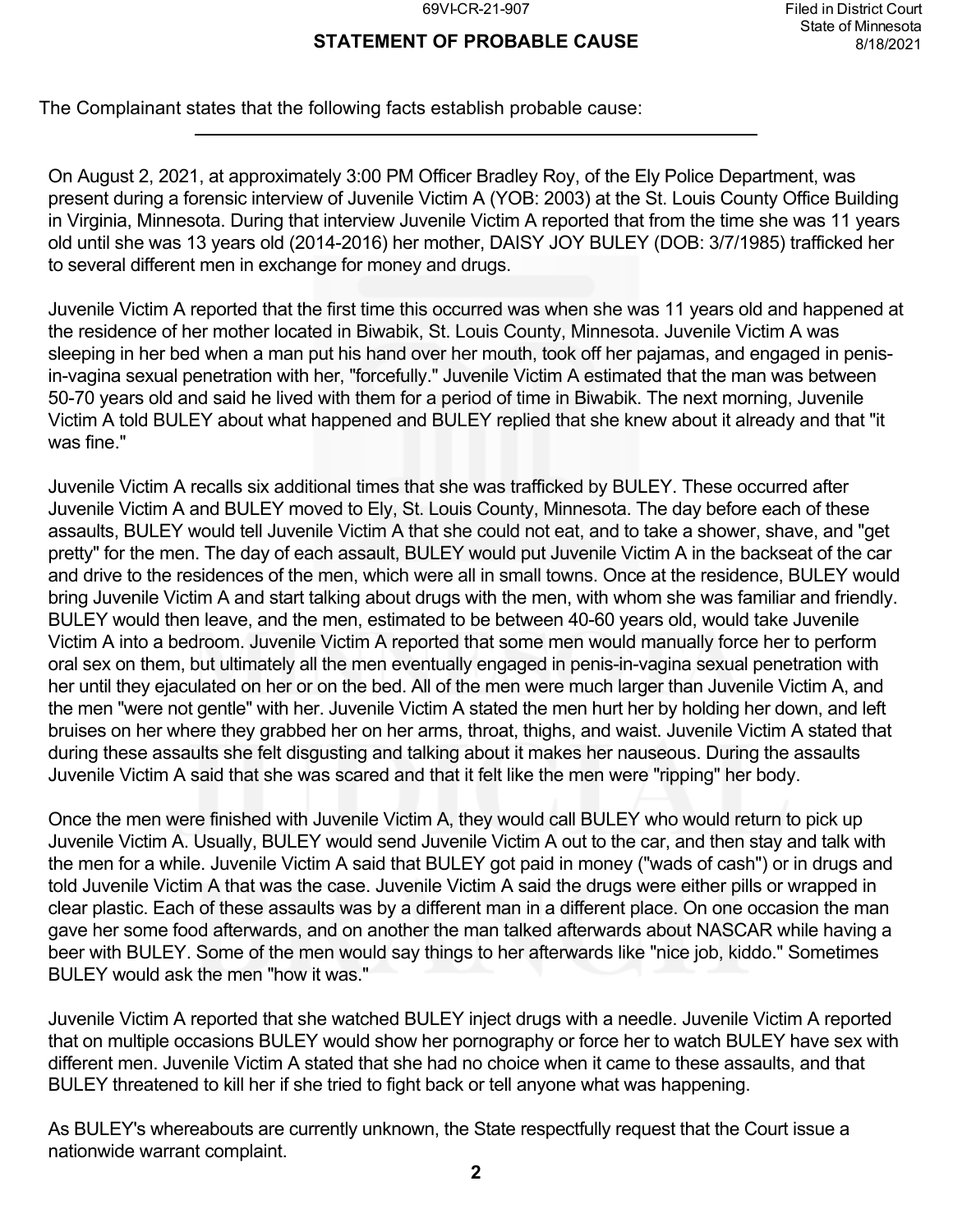69VI-CR-21-907

Filed in District Court
State of Minnesota
8/18/2021

## STATEMENT OF PROBABLE CAUSE

The Complainant states that the following facts establish probable cause:

On August 2, 2021, at approximately 3:00 PM Officer Bradley Roy, of the Ely Police Department, was present during a forensic interview of Juvenile Victim A (YOB: 2003) at the St. Louis County Office Building in Virginia, Minnesota. During that interview Juvenile Victim A reported that from the time she was 11 years old until she was 13 years old (2014-2016) her mother, DAISY JOY BULEY (DOB: 3/7/1985) trafficked her to several different men in exchange for money and drugs.

Juvenile Victim A reported that the first time this occurred was when she was 11 years old and happened at the residence of her mother located in Biwabik, St. Louis County, Minnesota. Juvenile Victim A was sleeping in her bed when a man put his hand over her mouth, took off her pajamas, and engaged in penis-in-vagina sexual penetration with her, "forcefully." Juvenile Victim A estimated that the man was between 50-70 years old and said he lived with them for a period of time in Biwabik. The next morning, Juvenile Victim A told BULEY about what happened and BULEY replied that she knew about it already and that "it was fine."

Juvenile Victim A recalls six additional times that she was trafficked by BULEY. These occurred after Juvenile Victim A and BULEY moved to Ely, St. Louis County, Minnesota. The day before each of these assaults, BULEY would tell Juvenile Victim A that she could not eat, and to take a shower, shave, and "get pretty" for the men. The day of each assault, BULEY would put Juvenile Victim A in the backseat of the car and drive to the residences of the men, which were all in small towns. Once at the residence, BULEY would bring Juvenile Victim A and start talking about drugs with the men, with whom she was familiar and friendly. BULEY would then leave, and the men, estimated to be between 40-60 years old, would take Juvenile Victim A into a bedroom. Juvenile Victim A reported that some men would manually force her to perform oral sex on them, but ultimately all the men eventually engaged in penis-in-vagina sexual penetration with her until they ejaculated on her or on the bed. All of the men were much larger than Juvenile Victim A, and the men "were not gentle" with her. Juvenile Victim A stated the men hurt her by holding her down, and left bruises on her where they grabbed her on her arms, throat, thighs, and waist. Juvenile Victim A stated that during these assaults she felt disgusting and talking about it makes her nauseous. During the assaults Juvenile Victim A said that she was scared and that it felt like the men were "ripping" her body.

Once the men were finished with Juvenile Victim A, they would call BULEY who would return to pick up Juvenile Victim A. Usually, BULEY would send Juvenile Victim A out to the car, and then stay and talk with the men for a while. Juvenile Victim A said that BULEY got paid in money ("wads of cash") or in drugs and told Juvenile Victim A that was the case. Juvenile Victim A said the drugs were either pills or wrapped in clear plastic. Each of these assaults was by a different man in a different place. On one occasion the man gave her some food afterwards, and on another the man talked afterwards about NASCAR while having a beer with BULEY. Some of the men would say things to her afterwards like "nice job, kiddo." Sometimes BULEY would ask the men "how it was."

Juvenile Victim A reported that she watched BULEY inject drugs with a needle. Juvenile Victim A reported that on multiple occasions BULEY would show her pornography or force her to watch BULEY have sex with different men. Juvenile Victim A stated that she had no choice when it came to these assaults, and that BULEY threatened to kill her if she tried to fight back or tell anyone what was happening.

As BULEY's whereabouts are currently unknown, the State respectfully request that the Court issue a nationwide warrant complaint.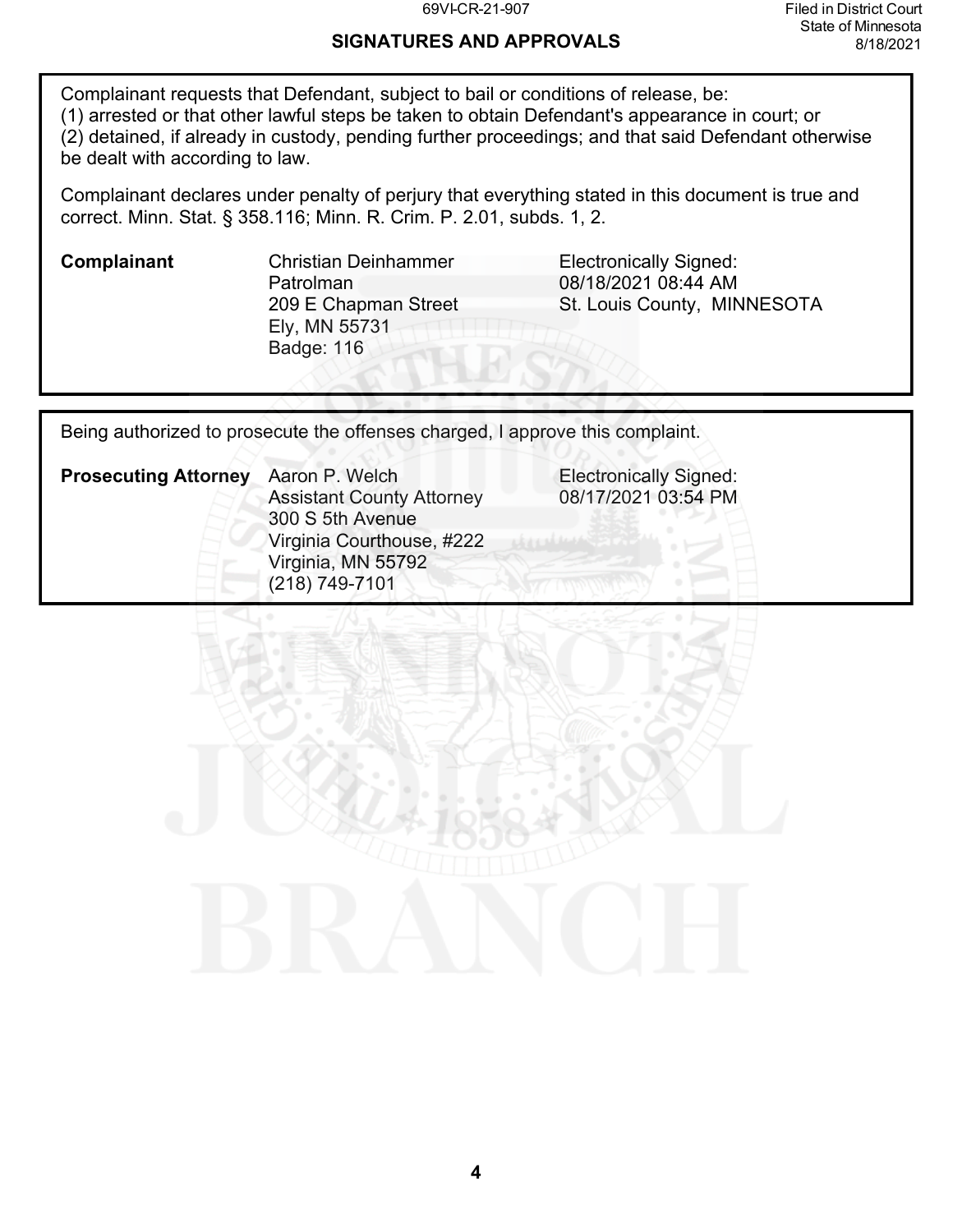## SIGNATURES AND APPROVALS

Complainant requests that Defendant, subject to bail or conditions of release, be:
(1) arrested or that other lawful steps be taken to obtain Defendant's appearance in court; or
(2) detained, if already in custody, pending further proceedings; and that said Defendant otherwise be dealt with according to law.

Complainant declares under penalty of perjury that everything stated in this document is true and correct. Minn. Stat. § 358.116; Minn. R. Crim. P. 2.01, subds. 1, 2.

| | | |
|---|---|---|
| **Complainant** | Christian Deinhammer<br>Patrolman<br>209 E Chapman Street<br>Ely, MN 55731<br>Badge: 116 | Electronically Signed:<br>08/18/2021 08:44 AM<br>St. Louis County, MINNESOTA |

Being authorized to prosecute the offenses charged, I approve this complaint.

| | | |
|---|---|---|
| **Prosecuting Attorney** | Aaron P. Welch<br>Assistant County Attorney<br>300 S 5th Avenue<br>Virginia Courthouse, #222<br>Virginia, MN 55792<br>(218) 749-7101 | Electronically Signed:<br>08/17/2021 03:54 PM |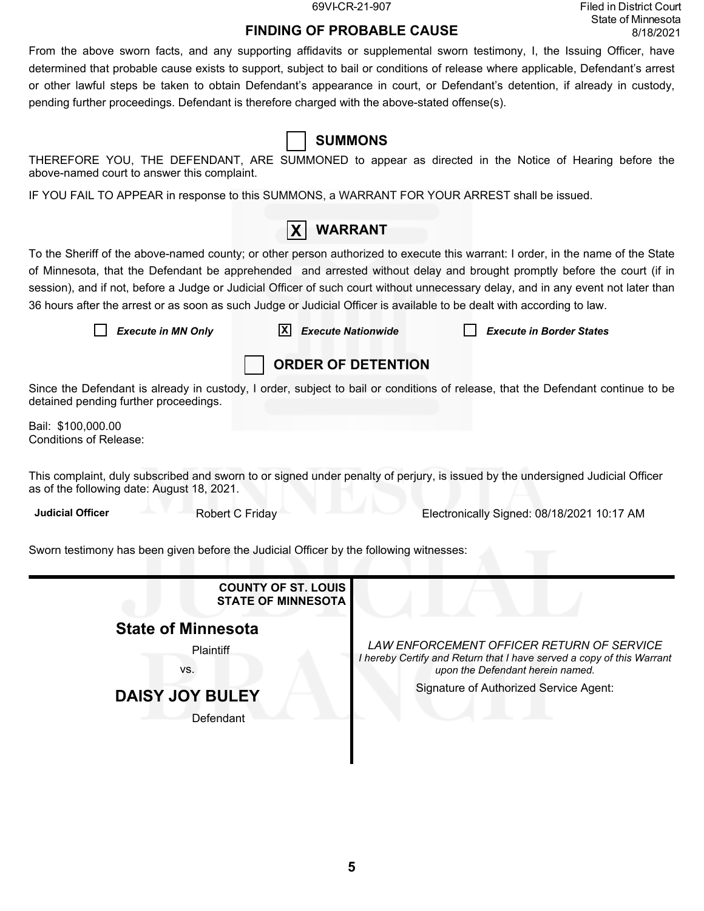69VI-CR-21-907

Filed in District Court
State of Minnesota
8/18/2021

## FINDING OF PROBABLE CAUSE

From the above sworn facts, and any supporting affidavits or supplemental sworn testimony, I, the Issuing Officer, have determined that probable cause exists to support, subject to bail or conditions of release where applicable, Defendant's arrest or other lawful steps be taken to obtain Defendant's appearance in court, or Defendant's detention, if already in custody, pending further proceedings. Defendant is therefore charged with the above-stated offense(s).

☐ **SUMMONS**

THEREFORE YOU, THE DEFENDANT, ARE SUMMONED to appear as directed in the Notice of Hearing before the above-named court to answer this complaint.

IF YOU FAIL TO APPEAR in response to this SUMMONS, a WARRANT FOR YOUR ARREST shall be issued.

☒ **WARRANT**

To the Sheriff of the above-named county; or other person authorized to execute this warrant: I order, in the name of the State of Minnesota, that the Defendant be apprehended and arrested without delay and brought promptly before the court (if in session), and if not, before a Judge or Judicial Officer of such court without unnecessary delay, and in any event not later than 36 hours after the arrest or as soon as such Judge or Judicial Officer is available to be dealt with according to law.

☐ *Execute in MN Only* ☒ *Execute Nationwide* ☐ *Execute in Border States*

☐ **ORDER OF DETENTION**

Since the Defendant is already in custody, I order, subject to bail or conditions of release, that the Defendant continue to be detained pending further proceedings.

Bail: $100,000.00
Conditions of Release:

This complaint, duly subscribed and sworn to or signed under penalty of perjury, is issued by the undersigned Judicial Officer as of the following date: August 18, 2021.

**Judicial Officer** Robert C Friday Electronically Signed: 08/18/2021 10:17 AM

Sworn testimony has been given before the Judicial Officer by the following witnesses:

| | |
|---|---|
| **COUNTY OF ST. LOUIS**<br>**STATE OF MINNESOTA**<br><br>**State of Minnesota**<br>Plaintiff<br>vs.<br>**DAISY JOY BULEY**<br>Defendant | *LAW ENFORCEMENT OFFICER RETURN OF SERVICE*<br>*I hereby Certify and Return that I have served a copy of this Warrant upon the Defendant herein named.*<br>Signature of Authorized Service Agent: |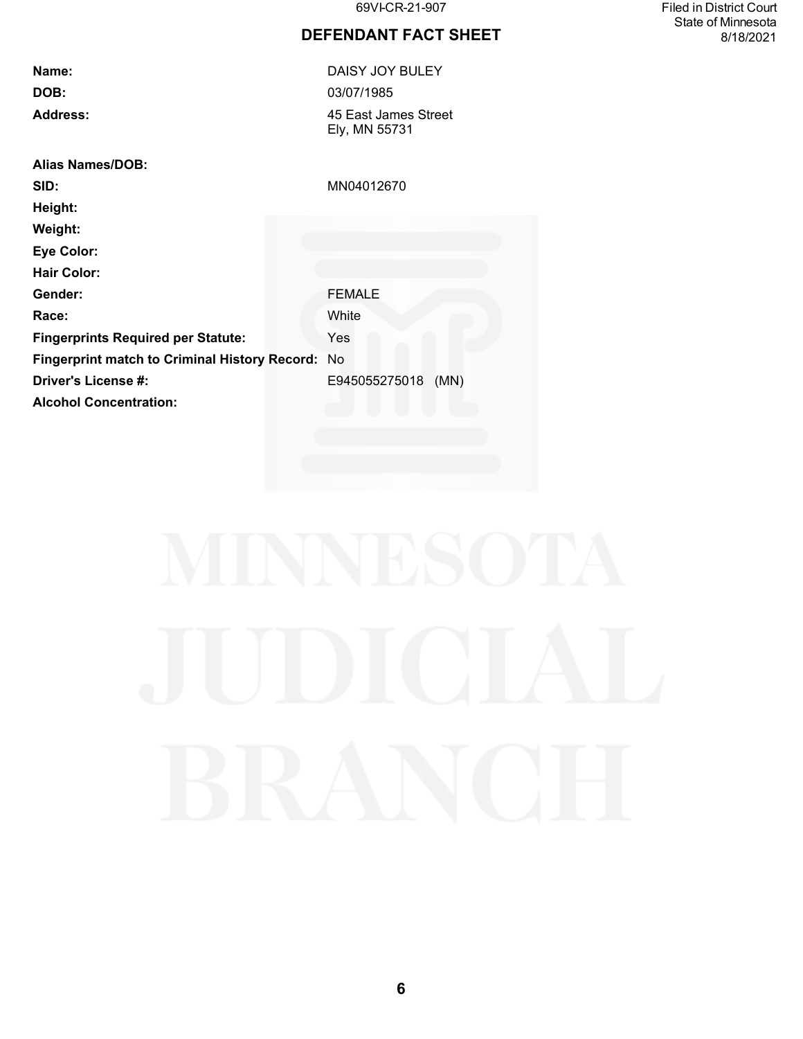69VI-CR-21-907

Filed in District Court
State of Minnesota
8/18/2021

# DEFENDANT FACT SHEET

| | |
|---|---|
| **Name:** | DAISY JOY BULEY |
| **DOB:** | 03/07/1985 |
| **Address:** | 45 East James Street<br>Ely, MN 55731 |
| **Alias Names/DOB:** | |
| **SID:** | MN04012670 |
| **Height:** | |
| **Weight:** | |
| **Eye Color:** | |
| **Hair Color:** | |
| **Gender:** | FEMALE |
| **Race:** | White |
| **Fingerprints Required per Statute:** | Yes |
| **Fingerprint match to Criminal History Record:** | No |
| **Driver's License #:** | E945055275018 (MN) |
| **Alcohol Concentration:** | |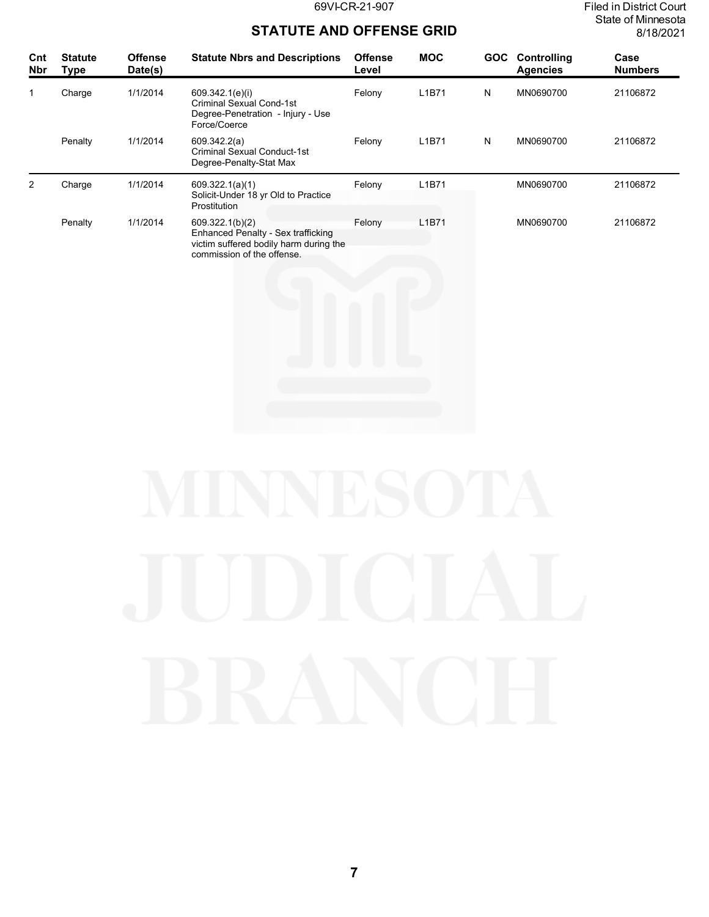# STATUTE AND OFFENSE GRID

| Cnt Nbr | Statute Type | Offense Date(s) | Statute Nbrs and Descriptions | Offense Level | MOC | GOC | Controlling Agencies | Case Numbers |
|---|---|---|---|---|---|---|---|---|
| 1 | Charge | 1/1/2014 | 609.342.1(e)(i) Criminal Sexual Cond-1st Degree-Penetration - Injury - Use Force/Coerce | Felony | L1B71 | N | MN0690700 | 21106872 |
| | Penalty | 1/1/2014 | 609.342.2(a) Criminal Sexual Conduct-1st Degree-Penalty-Stat Max | Felony | L1B71 | N | MN0690700 | 21106872 |
| 2 | Charge | 1/1/2014 | 609.322.1(a)(1) Solicit-Under 18 yr Old to Practice Prostitution | Felony | L1B71 | | MN0690700 | 21106872 |
| | Penalty | 1/1/2014 | 609.322.1(b)(2) Enhanced Penalty - Sex trafficking victim suffered bodily harm during the commission of the offense. | Felony | L1B71 | | MN0690700 | 21106872 |